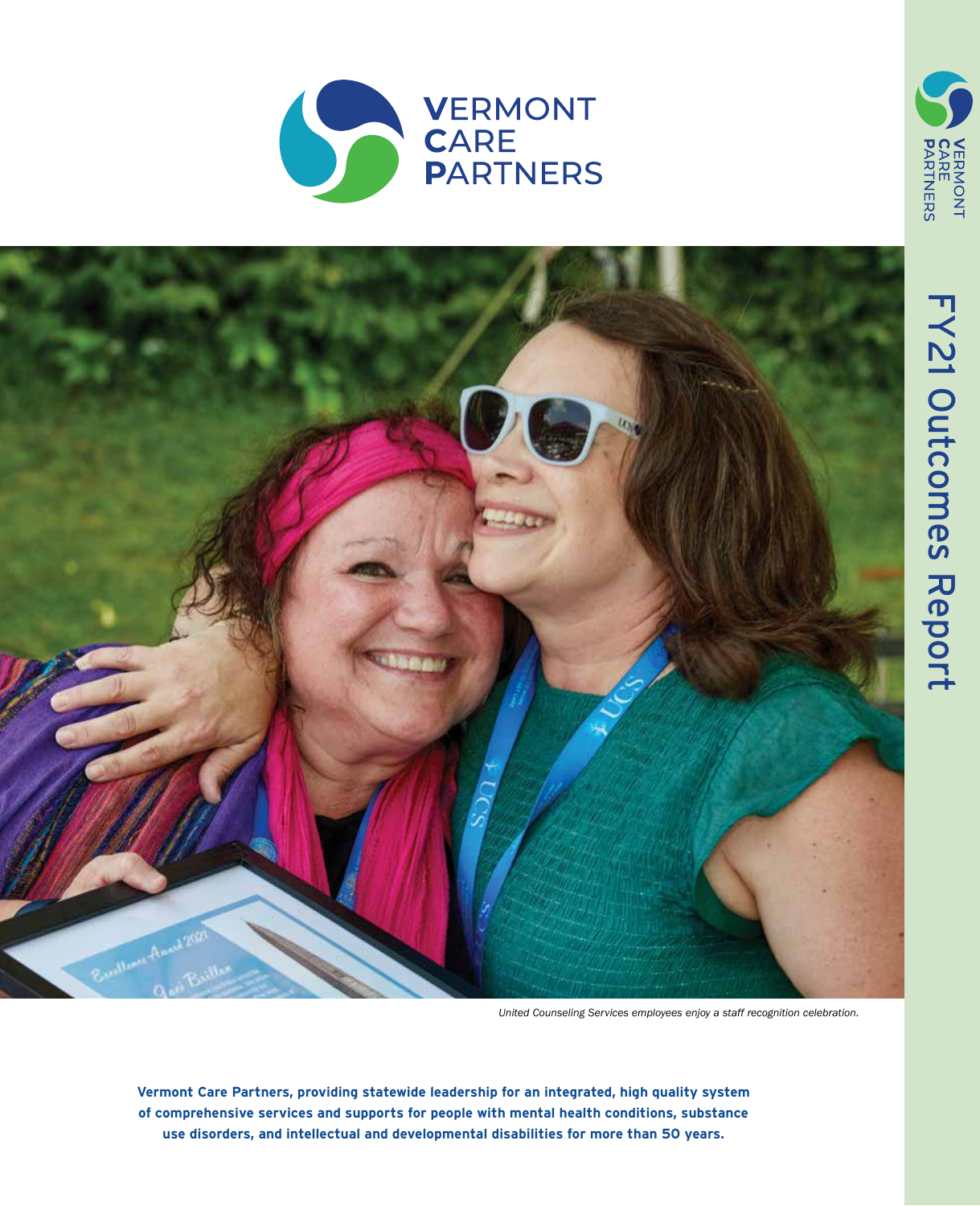# VERMONT CARE PARTNERS

# FY21 Outcomes Report

*United Counseling Services employees enjoy a staff recognition celebration.*

**Vermont Care Partners, providing statewide leadership for an integrated, high quality system of comprehensive services and supports for people with mental health conditions, substance use disorders, and intellectual and developmental disabilities for more than 50 years.**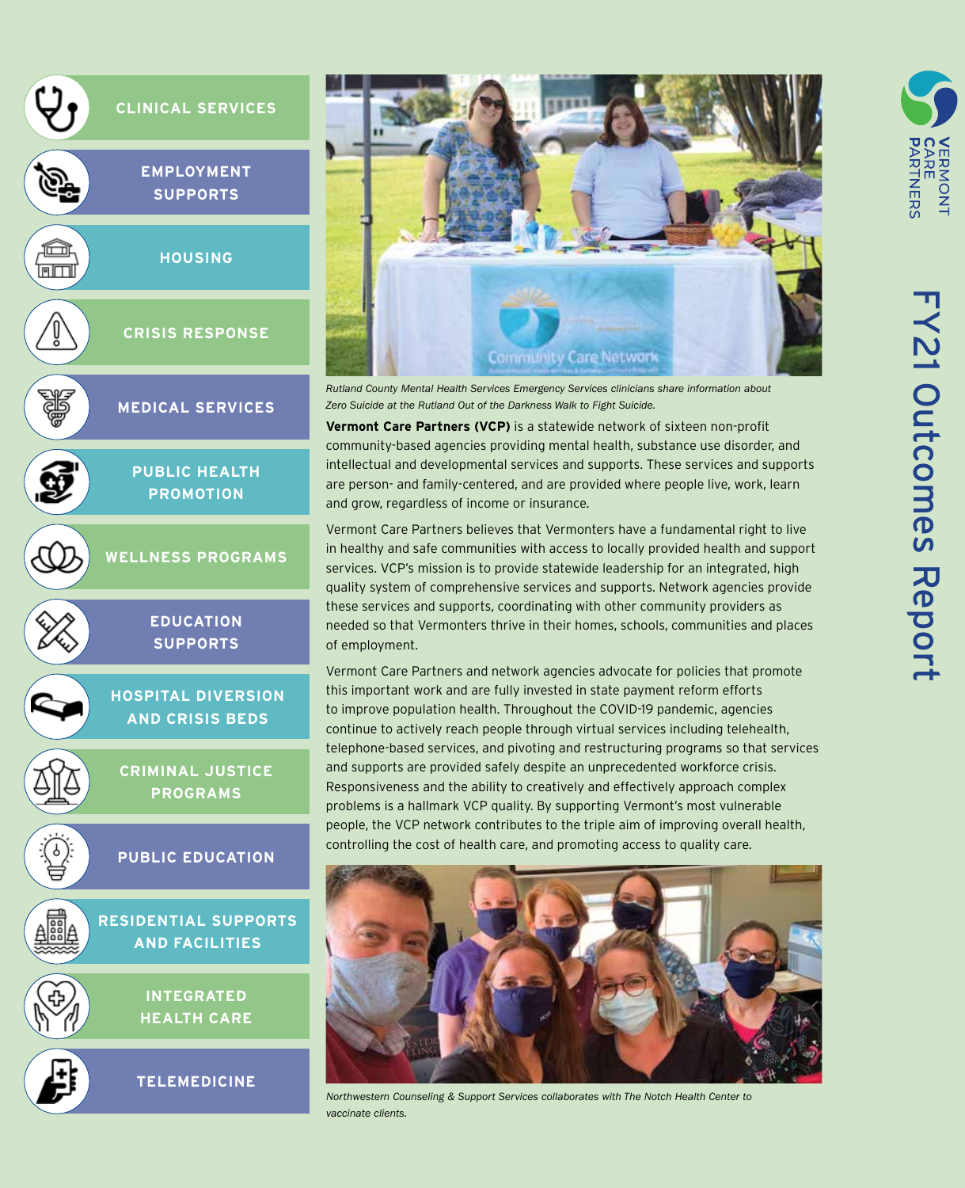# FY21 Outcomes Report

- CLINICAL SERVICES
- EMPLOYMENT SUPPORTS
- HOUSING
- CRISIS RESPONSE
- MEDICAL SERVICES
- PUBLIC HEALTH PROMOTION
- WELLNESS PROGRAMS
- EDUCATION SUPPORTS
- HOSPITAL DIVERSION AND CRISIS BEDS
- CRIMINAL JUSTICE PROGRAMS
- PUBLIC EDUCATION
- RESIDENTIAL SUPPORTS AND FACILITIES
- INTEGRATED HEALTH CARE
- TELEMEDICINE

*Rutland County Mental Health Services Emergency Services clinicians share information about Zero Suicide at the Rutland Out of the Darkness Walk to Fight Suicide.*

**Vermont Care Partners (VCP)** is a statewide network of sixteen non-profit community-based agencies providing mental health, substance use disorder, and intellectual and developmental services and supports. These services and supports are person- and family-centered, and are provided where people live, work, learn and grow, regardless of income or insurance.

Vermont Care Partners believes that Vermonters have a fundamental right to live in healthy and safe communities with access to locally provided health and support services. VCP's mission is to provide statewide leadership for an integrated, high quality system of comprehensive services and supports. Network agencies provide these services and supports, coordinating with other community providers as needed so that Vermonters thrive in their homes, schools, communities and places of employment.

Vermont Care Partners and network agencies advocate for policies that promote this important work and are fully invested in state payment reform efforts to improve population health. Throughout the COVID-19 pandemic, agencies continue to actively reach people through virtual services including telehealth, telephone-based services, and pivoting and restructuring programs so that services and supports are provided safely despite an unprecedented workforce crisis. Responsiveness and the ability to creatively and effectively approach complex problems is a hallmark VCP quality. By supporting Vermont's most vulnerable people, the VCP network contributes to the triple aim of improving overall health, controlling the cost of health care, and promoting access to quality care.

*Northwestern Counseling & Support Services collaborates with The Notch Health Center to vaccinate clients.*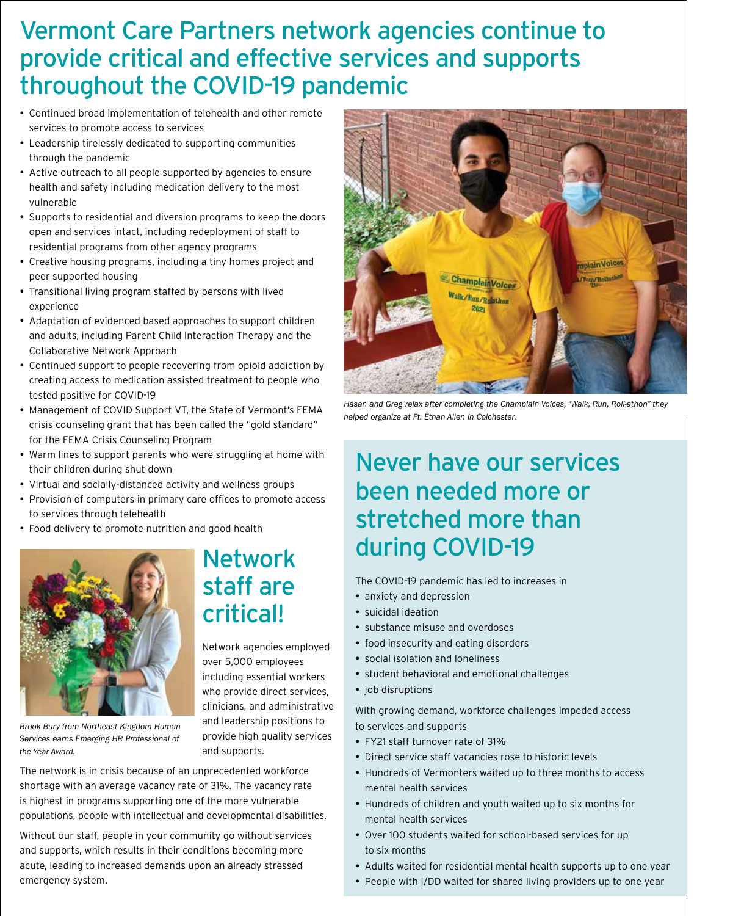# Vermont Care Partners network agencies continue to provide critical and effective services and supports throughout the COVID-19 pandemic

- Continued broad implementation of telehealth and other remote services to promote access to services
- Leadership tirelessly dedicated to supporting communities through the pandemic
- Active outreach to all people supported by agencies to ensure health and safety including medication delivery to the most vulnerable
- Supports to residential and diversion programs to keep the doors open and services intact, including redeployment of staff to residential programs from other agency programs
- Creative housing programs, including a tiny homes project and peer supported housing
- Transitional living program staffed by persons with lived experience
- Adaptation of evidenced based approaches to support children and adults, including Parent Child Interaction Therapy and the Collaborative Network Approach
- Continued support to people recovering from opioid addiction by creating access to medication assisted treatment to people who tested positive for COVID-19
- Management of COVID Support VT, the State of Vermont's FEMA crisis counseling grant that has been called the "gold standard" for the FEMA Crisis Counseling Program
- Warm lines to support parents who were struggling at home with their children during shut down
- Virtual and socially-distanced activity and wellness groups
- Provision of computers in primary care offices to promote access to services through telehealth
- Food delivery to promote nutrition and good health

*Brook Bury from Northeast Kingdom Human Services earns Emerging HR Professional of the Year Award.*

## Network staff are critical!

Network agencies employed over 5,000 employees including essential workers who provide direct services, clinicians, and administrative and leadership positions to provide high quality services and supports.

The network is in crisis because of an unprecedented workforce shortage with an average vacancy rate of 31%. The vacancy rate is highest in programs supporting one of the more vulnerable populations, people with intellectual and developmental disabilities.

Without our staff, people in your community go without services and supports, which results in their conditions becoming more acute, leading to increased demands upon an already stressed emergency system.

*Hasan and Greg relax after completing the Champlain Voices, "Walk, Run, Roll-athon" they helped organize at Ft. Ethan Allen in Colchester.*

## Never have our services been needed more or stretched more than during COVID-19

The COVID-19 pandemic has led to increases in

- anxiety and depression
- suicidal ideation
- substance misuse and overdoses
- food insecurity and eating disorders
- social isolation and loneliness
- student behavioral and emotional challenges
- job disruptions

With growing demand, workforce challenges impeded access to services and supports

- FY21 staff turnover rate of 31%
- Direct service staff vacancies rose to historic levels
- Hundreds of Vermonters waited up to three months to access mental health services
- Hundreds of children and youth waited up to six months for mental health services
- Over 100 students waited for school-based services for up to six months
- Adults waited for residential mental health supports up to one year
- People with I/DD waited for shared living providers up to one year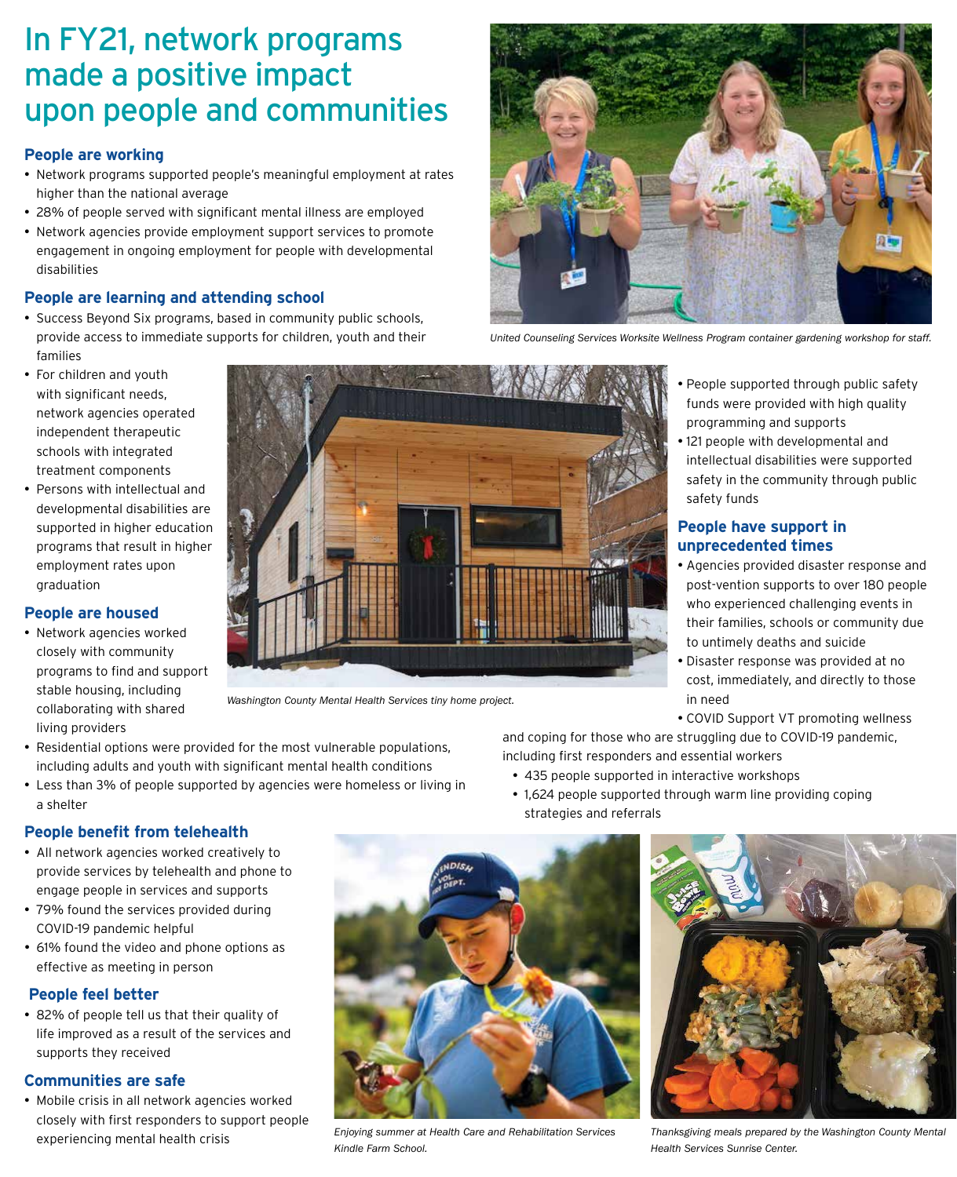# In FY21, network programs made a positive impact upon people and communities

### People are working

- Network programs supported people's meaningful employment at rates higher than the national average
- 28% of people served with significant mental illness are employed
- Network agencies provide employment support services to promote engagement in ongoing employment for people with developmental disabilities

### People are learning and attending school

- Success Beyond Six programs, based in community public schools, provide access to immediate supports for children, youth and their families
- For children and youth with significant needs, network agencies operated independent therapeutic schools with integrated treatment components
- Persons with intellectual and developmental disabilities are supported in higher education programs that result in higher employment rates upon graduation

### People are housed

- Network agencies worked closely with community programs to find and support stable housing, including collaborating with shared living providers
- Residential options were provided for the most vulnerable populations, including adults and youth with significant mental health conditions
- Less than 3% of people supported by agencies were homeless or living in a shelter

### People benefit from telehealth

- All network agencies worked creatively to provide services by telehealth and phone to engage people in services and supports
- 79% found the services provided during COVID-19 pandemic helpful
- 61% found the video and phone options as effective as meeting in person

### People feel better

- 82% of people tell us that their quality of life improved as a result of the services and supports they received

### Communities are safe

- Mobile crisis in all network agencies worked closely with first responders to support people experiencing mental health crisis
- People supported through public safety funds were provided with high quality programming and supports
- 121 people with developmental and intellectual disabilities were supported safety in the community through public safety funds

### People have support in unprecedented times

- Agencies provided disaster response and post-vention supports to over 180 people who experienced challenging events in their families, schools or community due to untimely deaths and suicide
- Disaster response was provided at no cost, immediately, and directly to those in need
- COVID Support VT promoting wellness and coping for those who are struggling due to COVID-19 pandemic, including first responders and essential workers
  - 435 people supported in interactive workshops
  - 1,624 people supported through warm line providing coping strategies and referrals

*United Counseling Services Worksite Wellness Program container gardening workshop for staff.*

*Washington County Mental Health Services tiny home project.*

*Enjoying summer at Health Care and Rehabilitation Services Kindle Farm School.*

*Thanksgiving meals prepared by the Washington County Mental Health Services Sunrise Center.*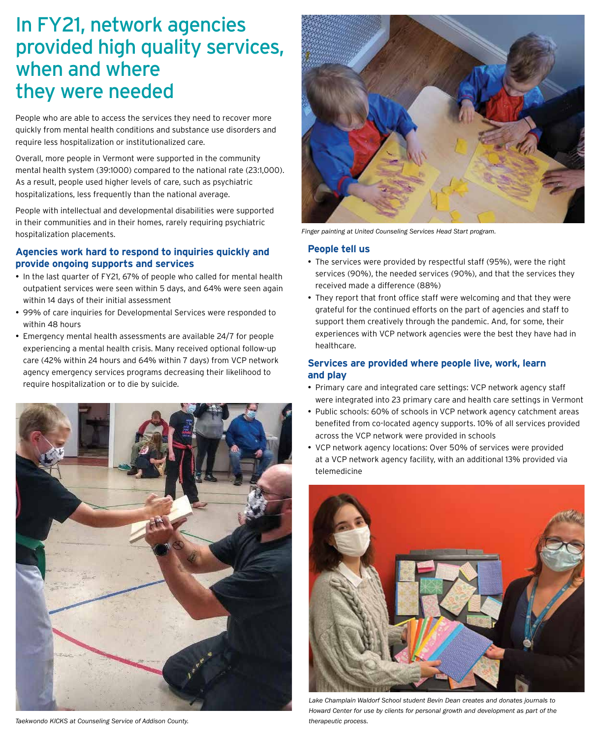# In FY21, network agencies provided high quality services, when and where they were needed

People who are able to access the services they need to recover more quickly from mental health conditions and substance use disorders and require less hospitalization or institutionalized care.

Overall, more people in Vermont were supported in the community mental health system (39:1000) compared to the national rate (23:1,000). As a result, people used higher levels of care, such as psychiatric hospitalizations, less frequently than the national average.

People with intellectual and developmental disabilities were supported in their communities and in their homes, rarely requiring psychiatric hospitalization placements.

### Agencies work hard to respond to inquiries quickly and provide ongoing supports and services

- In the last quarter of FY21, 67% of people who called for mental health outpatient services were seen within 5 days, and 64% were seen again within 14 days of their initial assessment
- 99% of care inquiries for Developmental Services were responded to within 48 hours
- Emergency mental health assessments are available 24/7 for people experiencing a mental health crisis. Many received optional follow-up care (42% within 24 hours and 64% within 7 days) from VCP network agency emergency services programs decreasing their likelihood to require hospitalization or to die by suicide.

*Taekwondo KICKS at Counseling Service of Addison County.*

*Finger painting at United Counseling Services Head Start program.*

### People tell us

- The services were provided by respectful staff (95%), were the right services (90%), the needed services (90%), and that the services they received made a difference (88%)
- They report that front office staff were welcoming and that they were grateful for the continued efforts on the part of agencies and staff to support them creatively through the pandemic. And, for some, their experiences with VCP network agencies were the best they have had in healthcare.

### Services are provided where people live, work, learn and play

- Primary care and integrated care settings: VCP network agency staff were integrated into 23 primary care and health care settings in Vermont
- Public schools: 60% of schools in VCP network agency catchment areas benefited from co-located agency supports. 10% of all services provided across the VCP network were provided in schools
- VCP network agency locations: Over 50% of services were provided at a VCP network agency facility, with an additional 13% provided via telemedicine

*Lake Champlain Waldorf School student Bevin Dean creates and donates journals to Howard Center for use by clients for personal growth and development as part of the therapeutic process.*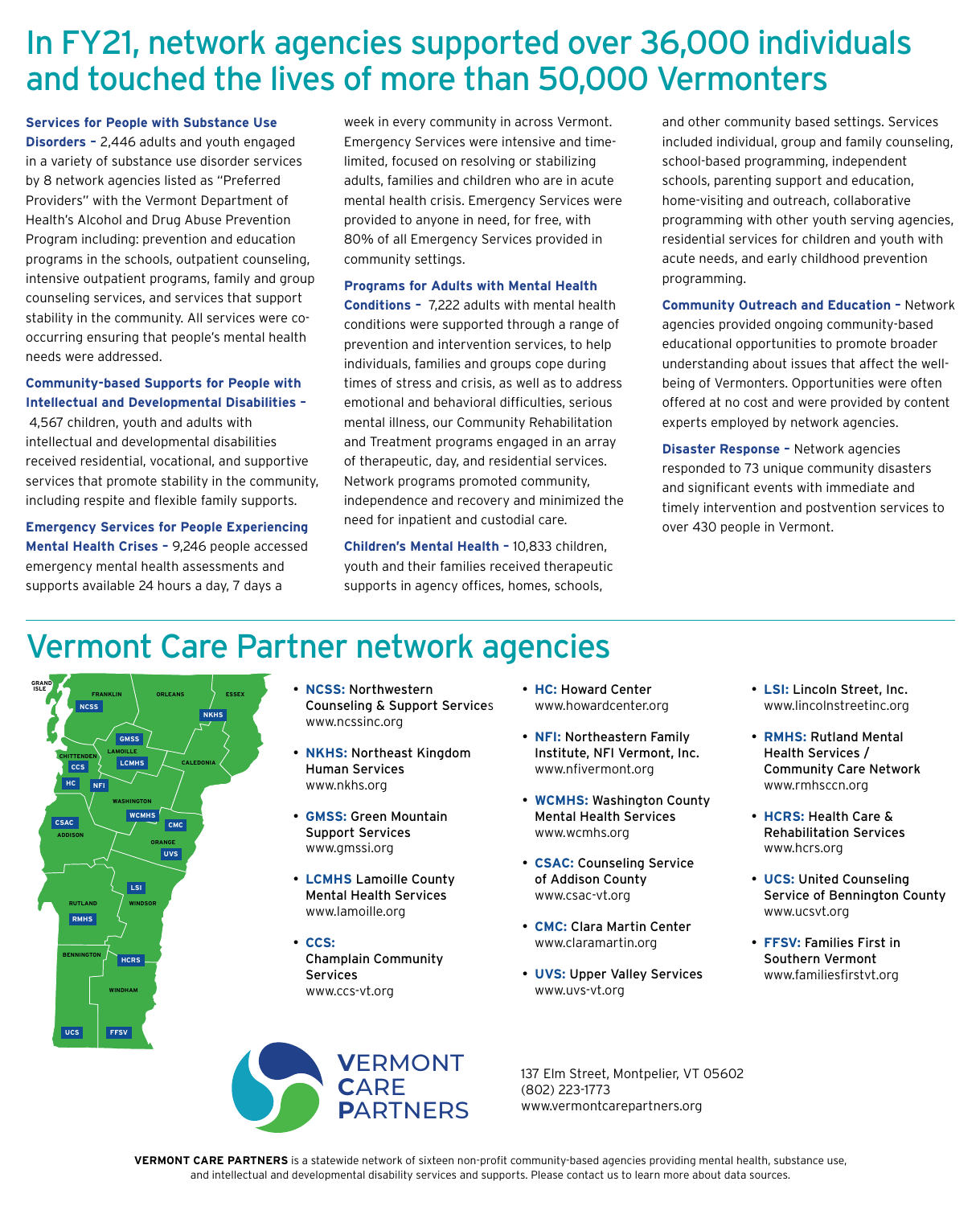# In FY21, network agencies supported over 36,000 individuals and touched the lives of more than 50,000 Vermonters

**Services for People with Substance Use Disorders –** 2,446 adults and youth engaged in a variety of substance use disorder services by 8 network agencies listed as "Preferred Providers" with the Vermont Department of Health's Alcohol and Drug Abuse Prevention Program including: prevention and education programs in the schools, outpatient counseling, intensive outpatient programs, family and group counseling services, and services that support stability in the community. All services were co-occurring ensuring that people's mental health needs were addressed.

**Community-based Supports for People with Intellectual and Developmental Disabilities –** 4,567 children, youth and adults with intellectual and developmental disabilities received residential, vocational, and supportive services that promote stability in the community, including respite and flexible family supports.

**Emergency Services for People Experiencing Mental Health Crises –** 9,246 people accessed emergency mental health assessments and supports available 24 hours a day, 7 days a week in every community in across Vermont. Emergency Services were intensive and time-limited, focused on resolving or stabilizing adults, families and children who are in acute mental health crisis. Emergency Services were provided to anyone in need, for free, with 80% of all Emergency Services provided in community settings.

**Programs for Adults with Mental Health Conditions –** 7,222 adults with mental health conditions were supported through a range of prevention and intervention services, to help individuals, families and groups cope during times of stress and crisis, as well as to address emotional and behavioral difficulties, serious mental illness, our Community Rehabilitation and Treatment programs engaged in an array of therapeutic, day, and residential services. Network programs promoted community, independence and recovery and minimized the need for inpatient and custodial care.

**Children's Mental Health –** 10,833 children, youth and their families received therapeutic supports in agency offices, homes, schools, and other community based settings. Services included individual, group and family counseling, school-based programming, independent schools, parenting support and education, home-visiting and outreach, collaborative programming with other youth serving agencies, residential services for children and youth with acute needs, and early childhood prevention programming.

**Community Outreach and Education –** Network agencies provided ongoing community-based educational opportunities to promote broader understanding about issues that affect the well-being of Vermonters. Opportunities were often offered at no cost and were provided by content experts employed by network agencies.

**Disaster Response –** Network agencies responded to 73 unique community disasters and significant events with immediate and timely intervention and postvention services to over 430 people in Vermont.

# Vermont Care Partner network agencies

GRAND ISLE, FRANKLIN, ORLEANS, ESSEX, NCSS, NKHS, GMSS, LAMOILLE, CHITTENDEN, CCS, LCMHS, CALEDONIA, HC, NFI, WASHINGTON, WCMHS, CMC, CSAC, ADDISON, ORANGE, UVS, LSI, RUTLAND, WINDSOR, RMHS, BENNINGTON, HCRS, WINDHAM, UCS, FFSV

- **NCSS:** Northwestern Counseling & Support Services www.ncssinc.org
- **NKHS:** Northeast Kingdom Human Services www.nkhs.org
- **GMSS:** Green Mountain Support Services www.gmssi.org
- **LCMHS** Lamoille County Mental Health Services www.lamoille.org
- **CCS:** Champlain Community Services www.ccs-vt.org
- **HC:** Howard Center www.howardcenter.org
- **NFI:** Northeastern Family Institute, NFI Vermont, Inc. www.nfivermont.org
- **WCMHS:** Washington County Mental Health Services www.wcmhs.org
- **CSAC:** Counseling Service of Addison County www.csac-vt.org
- **CMC:** Clara Martin Center www.claramartin.org
- **UVS:** Upper Valley Services www.uvs-vt.org
- **LSI:** Lincoln Street, Inc. www.lincolnstreetinc.org
- **RMHS:** Rutland Mental Health Services / Community Care Network www.rmhsccn.org
- **HCRS:** Health Care & Rehabilitation Services www.hcrs.org
- **UCS:** United Counseling Service of Bennington County www.ucsvt.org
- **FFSV:** Families First in Southern Vermont www.familiesfirstvt.org

VERMONT CARE PARTNERS

137 Elm Street, Montpelier, VT 05602
(802) 223-1773
www.vermontcarepartners.org

**VERMONT CARE PARTNERS** is a statewide network of sixteen non-profit community-based agencies providing mental health, substance use, and intellectual and developmental disability services and supports. Please contact us to learn more about data sources.